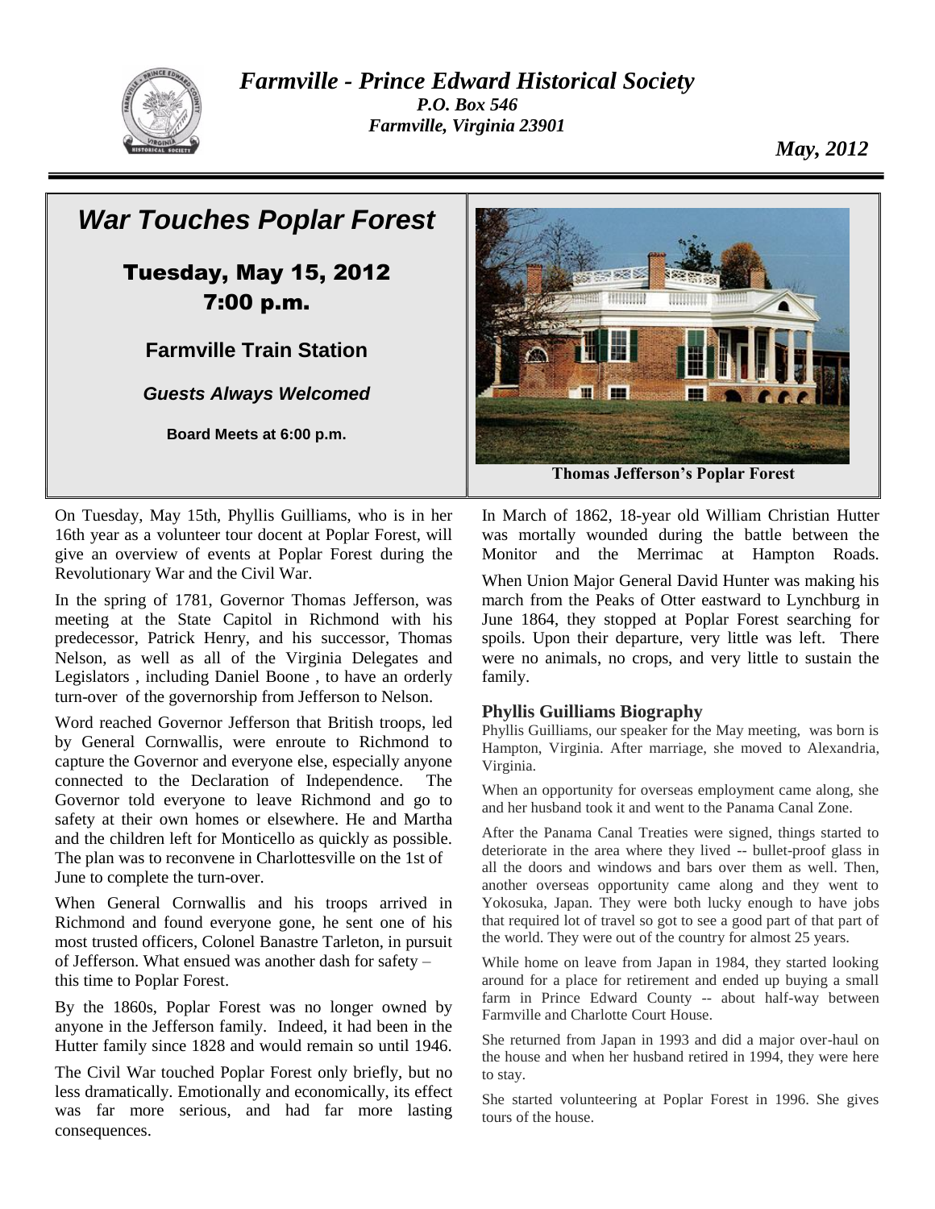*Farmville - Prince Edward Historical Society*
*P.O. Box 546*
*Farmville, Virginia 23901*

*May, 2012*

# *War Touches Poplar Forest*

## Tuesday, May 15, 2012
## 7:00 p.m.

**Farmville Train Station**

***Guests Always Welcomed***

**Board Meets at 6:00 p.m.**

**Thomas Jefferson's Poplar Forest**

On Tuesday, May 15th, Phyllis Guilliams, who is in her 16th year as a volunteer tour docent at Poplar Forest, will give an overview of events at Poplar Forest during the Revolutionary War and the Civil War.

In the spring of 1781, Governor Thomas Jefferson, was meeting at the State Capitol in Richmond with his predecessor, Patrick Henry, and his successor, Thomas Nelson, as well as all of the Virginia Delegates and Legislators , including Daniel Boone , to have an orderly turn-over of the governorship from Jefferson to Nelson.

Word reached Governor Jefferson that British troops, led by General Cornwallis, were enroute to Richmond to capture the Governor and everyone else, especially anyone connected to the Declaration of Independence. The Governor told everyone to leave Richmond and go to safety at their own homes or elsewhere. He and Martha and the children left for Monticello as quickly as possible. The plan was to reconvene in Charlottesville on the 1st of June to complete the turn-over.

When General Cornwallis and his troops arrived in Richmond and found everyone gone, he sent one of his most trusted officers, Colonel Banastre Tarleton, in pursuit of Jefferson. What ensued was another dash for safety – this time to Poplar Forest.

By the 1860s, Poplar Forest was no longer owned by anyone in the Jefferson family. Indeed, it had been in the Hutter family since 1828 and would remain so until 1946.

The Civil War touched Poplar Forest only briefly, but no less dramatically. Emotionally and economically, its effect was far more serious, and had far more lasting consequences.

In March of 1862, 18-year old William Christian Hutter was mortally wounded during the battle between the Monitor and the Merrimac at Hampton Roads.

When Union Major General David Hunter was making his march from the Peaks of Otter eastward to Lynchburg in June 1864, they stopped at Poplar Forest searching for spoils. Upon their departure, very little was left. There were no animals, no crops, and very little to sustain the family.

### Phyllis Guilliams Biography

Phyllis Guilliams, our speaker for the May meeting, was born is Hampton, Virginia. After marriage, she moved to Alexandria, Virginia.

When an opportunity for overseas employment came along, she and her husband took it and went to the Panama Canal Zone.

After the Panama Canal Treaties were signed, things started to deteriorate in the area where they lived -- bullet-proof glass in all the doors and windows and bars over them as well. Then, another overseas opportunity came along and they went to Yokosuka, Japan. They were both lucky enough to have jobs that required lot of travel so got to see a good part of that part of the world. They were out of the country for almost 25 years.

While home on leave from Japan in 1984, they started looking around for a place for retirement and ended up buying a small farm in Prince Edward County -- about half-way between Farmville and Charlotte Court House.

She returned from Japan in 1993 and did a major over-haul on the house and when her husband retired in 1994, they were here to stay.

She started volunteering at Poplar Forest in 1996. She gives tours of the house.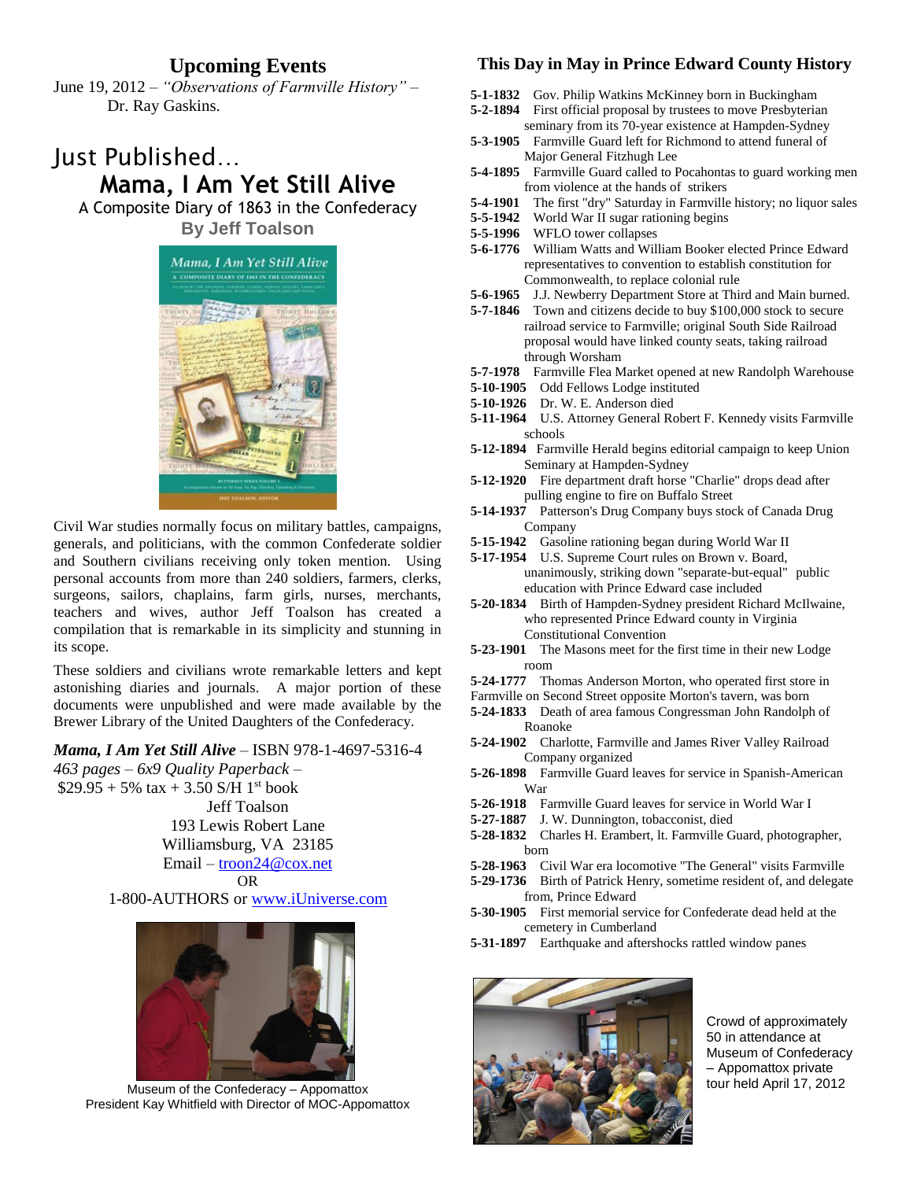## Upcoming Events

June 19, 2012 – *"Observations of Farmville History"* – Dr. Ray Gaskins.

# Just Published…

## Mama, I Am Yet Still Alive

A Composite Diary of 1863 in the Confederacy

**By Jeff Toalson**

Civil War studies normally focus on military battles, campaigns, generals, and politicians, with the common Confederate soldier and Southern civilians receiving only token mention. Using personal accounts from more than 240 soldiers, farmers, clerks, surgeons, sailors, chaplains, farm girls, nurses, merchants, teachers and wives, author Jeff Toalson has created a compilation that is remarkable in its simplicity and stunning in its scope.

These soldiers and civilians wrote remarkable letters and kept astonishing diaries and journals. A major portion of these documents were unpublished and were made available by the Brewer Library of the United Daughters of the Confederacy.

***Mama, I Am Yet Still Alive*** – ISBN 978-1-4697-5316-4
*463 pages – 6x9 Quality Paperback* –
$29.95 + 5% tax + 3.50 S/H 1st book

Jeff Toalson
193 Lewis Robert Lane
Williamsburg, VA 23185
Email – troon24@cox.net
OR
1-800-AUTHORS or www.iUniverse.com

Museum of the Confederacy – Appomattox
President Kay Whitfield with Director of MOC-Appomattox

## This Day in May in Prince Edward County History

**5-1-1832** Gov. Philip Watkins McKinney born in Buckingham
**5-2-1894** First official proposal by trustees to move Presbyterian seminary from its 70-year existence at Hampden-Sydney
**5-3-1905** Farmville Guard left for Richmond to attend funeral of Major General Fitzhugh Lee
**5-4-1895** Farmville Guard called to Pocahontas to guard working men from violence at the hands of strikers
**5-4-1901** The first "dry" Saturday in Farmville history; no liquor sales
**5-5-1942** World War II sugar rationing begins
**5-5-1996** WFLO tower collapses
**5-6-1776** William Watts and William Booker elected Prince Edward representatives to convention to establish constitution for Commonwealth, to replace colonial rule
**5-6-1965** J.J. Newberry Department Store at Third and Main burned.
**5-7-1846** Town and citizens decide to buy $100,000 stock to secure railroad service to Farmville; original South Side Railroad proposal would have linked county seats, taking railroad through Worsham
**5-7-1978** Farmville Flea Market opened at new Randolph Warehouse
**5-10-1905** Odd Fellows Lodge instituted
**5-10-1926** Dr. W. E. Anderson died
**5-11-1964** U.S. Attorney General Robert F. Kennedy visits Farmville schools
**5-12-1894** Farmville Herald begins editorial campaign to keep Union Seminary at Hampden-Sydney
**5-12-1920** Fire department draft horse "Charlie" drops dead after pulling engine to fire on Buffalo Street
**5-14-1937** Patterson's Drug Company buys stock of Canada Drug Company
**5-15-1942** Gasoline rationing began during World War II
**5-17-1954** U.S. Supreme Court rules on Brown v. Board, unanimously, striking down "separate-but-equal" public education with Prince Edward case included
**5-20-1834** Birth of Hampden-Sydney president Richard McIlwaine, who represented Prince Edward county in Virginia Constitutional Convention
**5-23-1901** The Masons meet for the first time in their new Lodge room
**5-24-1777** Thomas Anderson Morton, who operated first store in Farmville on Second Street opposite Morton's tavern, was born
**5-24-1833** Death of area famous Congressman John Randolph of Roanoke
**5-24-1902** Charlotte, Farmville and James River Valley Railroad Company organized
**5-26-1898** Farmville Guard leaves for service in Spanish-American War
**5-26-1918** Farmville Guard leaves for service in World War I
**5-27-1887** J. W. Dunnington, tobacconist, died
**5-28-1832** Charles H. Erambert, lt. Farmville Guard, photographer, born
**5-28-1963** Civil War era locomotive "The General" visits Farmville
**5-29-1736** Birth of Patrick Henry, sometime resident of, and delegate from, Prince Edward
**5-30-1905** First memorial service for Confederate dead held at the cemetery in Cumberland
**5-31-1897** Earthquake and aftershocks rattled window panes

Crowd of approximately 50 in attendance at Museum of Confederacy – Appomattox private tour held April 17, 2012